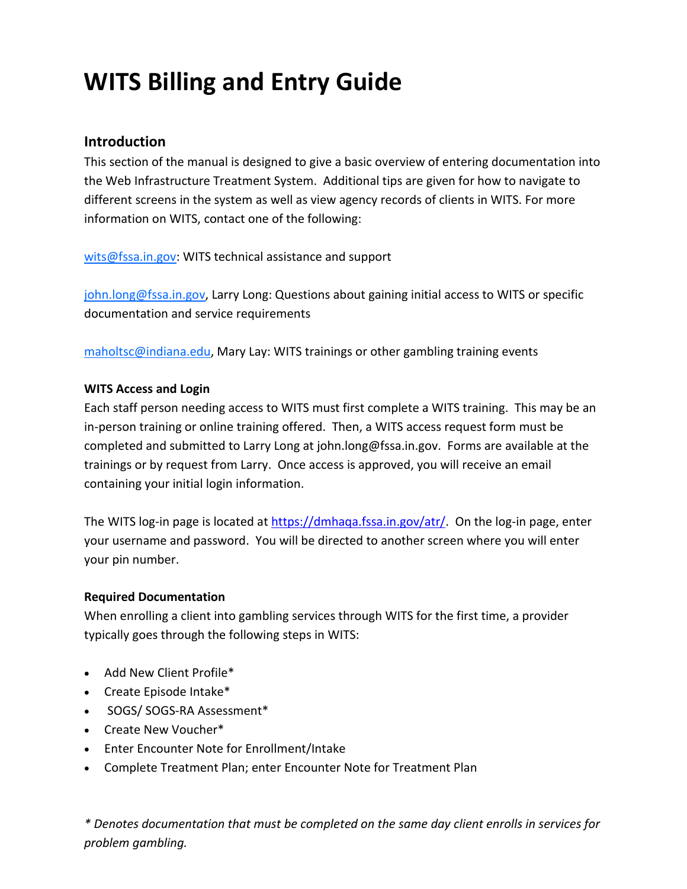# WITS Billing and Entry Guide

## Introduction

This section of the manual is designed to give a basic overview of entering documentation into the Web Infrastructure Treatment System. Additional tips are given for how to navigate to different screens in the system as well as view agency records of clients in WITS. For more information on WITS, contact one of the following:

wits@fssa.in.gov: WITS technical assistance and support

john.long@fssa.in.gov, Larry Long: Questions about gaining initial access to WITS or specific documentation and service requirements

maholtsc@indiana.edu, Mary Lay: WITS trainings or other gambling training events

**WITS Access and Login**

Each staff person needing access to WITS must first complete a WITS training. This may be an in-person training or online training offered. Then, a WITS access request form must be completed and submitted to Larry Long at john.long@fssa.in.gov. Forms are available at the trainings or by request from Larry. Once access is approved, you will receive an email containing your initial login information.

The WITS log-in page is located at https://dmhaqa.fssa.in.gov/atr/. On the log-in page, enter your username and password. You will be directed to another screen where you will enter your pin number.

**Required Documentation**

When enrolling a client into gambling services through WITS for the first time, a provider typically goes through the following steps in WITS:

- Add New Client Profile*
- Create Episode Intake*
- SOGS/ SOGS-RA Assessment*
- Create New Voucher*
- Enter Encounter Note for Enrollment/Intake
- Complete Treatment Plan; enter Encounter Note for Treatment Plan

*\* Denotes documentation that must be completed on the same day client enrolls in services for problem gambling.*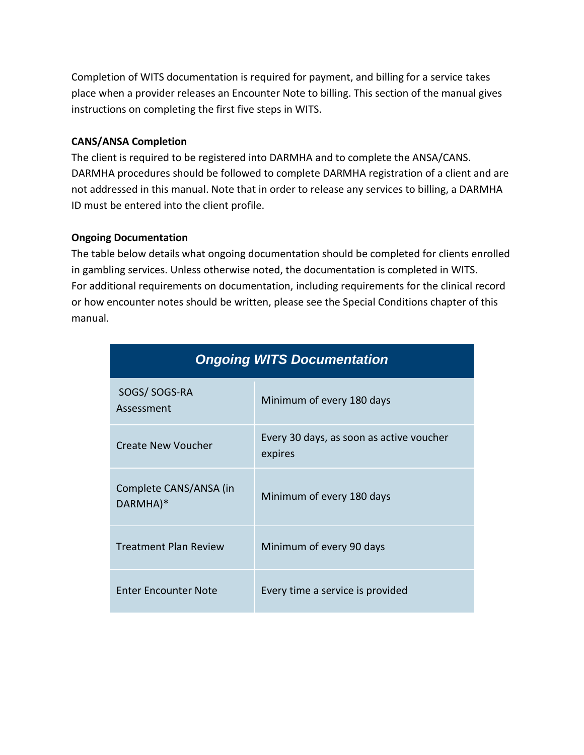Completion of WITS documentation is required for payment, and billing for a service takes place when a provider releases an Encounter Note to billing. This section of the manual gives instructions on completing the first five steps in WITS.

**CANS/ANSA Completion**

The client is required to be registered into DARMHA and to complete the ANSA/CANS. DARMHA procedures should be followed to complete DARMHA registration of a client and are not addressed in this manual. Note that in order to release any services to billing, a DARMHA ID must be entered into the client profile.

**Ongoing Documentation**

The table below details what ongoing documentation should be completed for clients enrolled in gambling services. Unless otherwise noted, the documentation is completed in WITS.
For additional requirements on documentation, including requirements for the clinical record or how encounter notes should be written, please see the Special Conditions chapter of this manual.

| *Ongoing WITS Documentation* | |
|---|---|
| SOGS/ SOGS-RA Assessment | Minimum of every 180 days |
| Create New Voucher | Every 30 days, as soon as active voucher expires |
| Complete CANS/ANSA (in DARMHA)* | Minimum of every 180 days |
| Treatment Plan Review | Minimum of every 90 days |
| Enter Encounter Note | Every time a service is provided |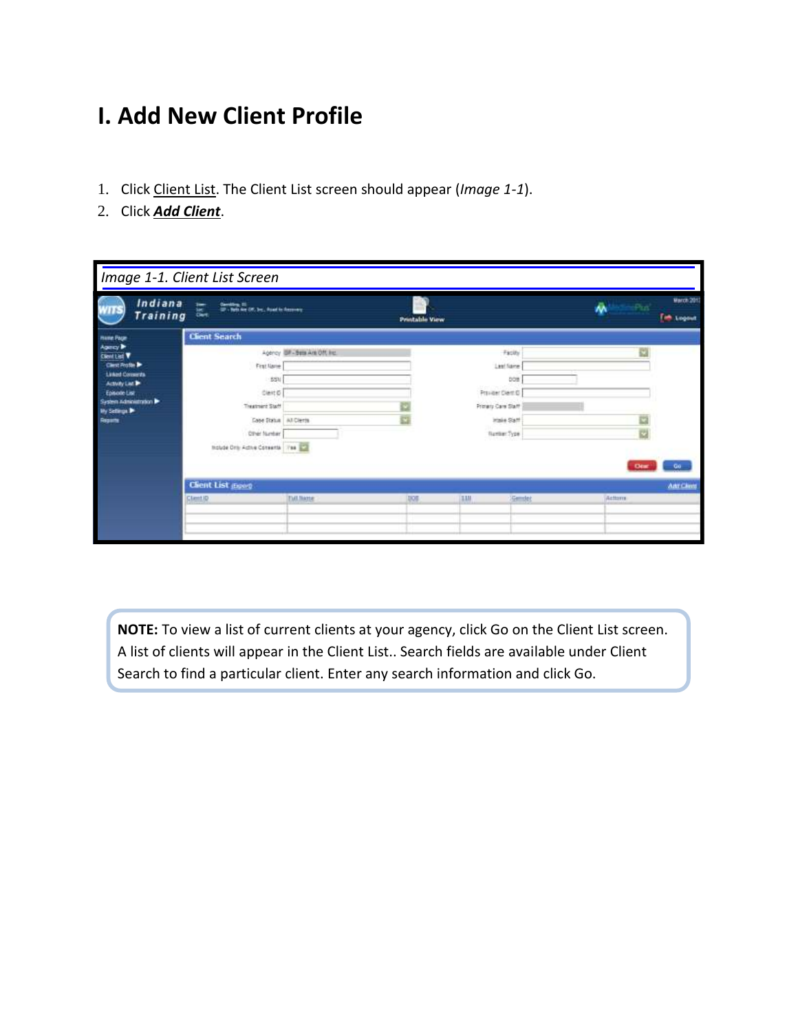# I. Add New Client Profile

1. Click Client List. The Client List screen should appear (*Image 1-1*).
2. Click ***Add Client***.

*Image 1-1. Client List Screen*

**NOTE:** To view a list of current clients at your agency, click Go on the Client List screen. A list of clients will appear in the Client List.. Search fields are available under Client Search to find a particular client. Enter any search information and click Go.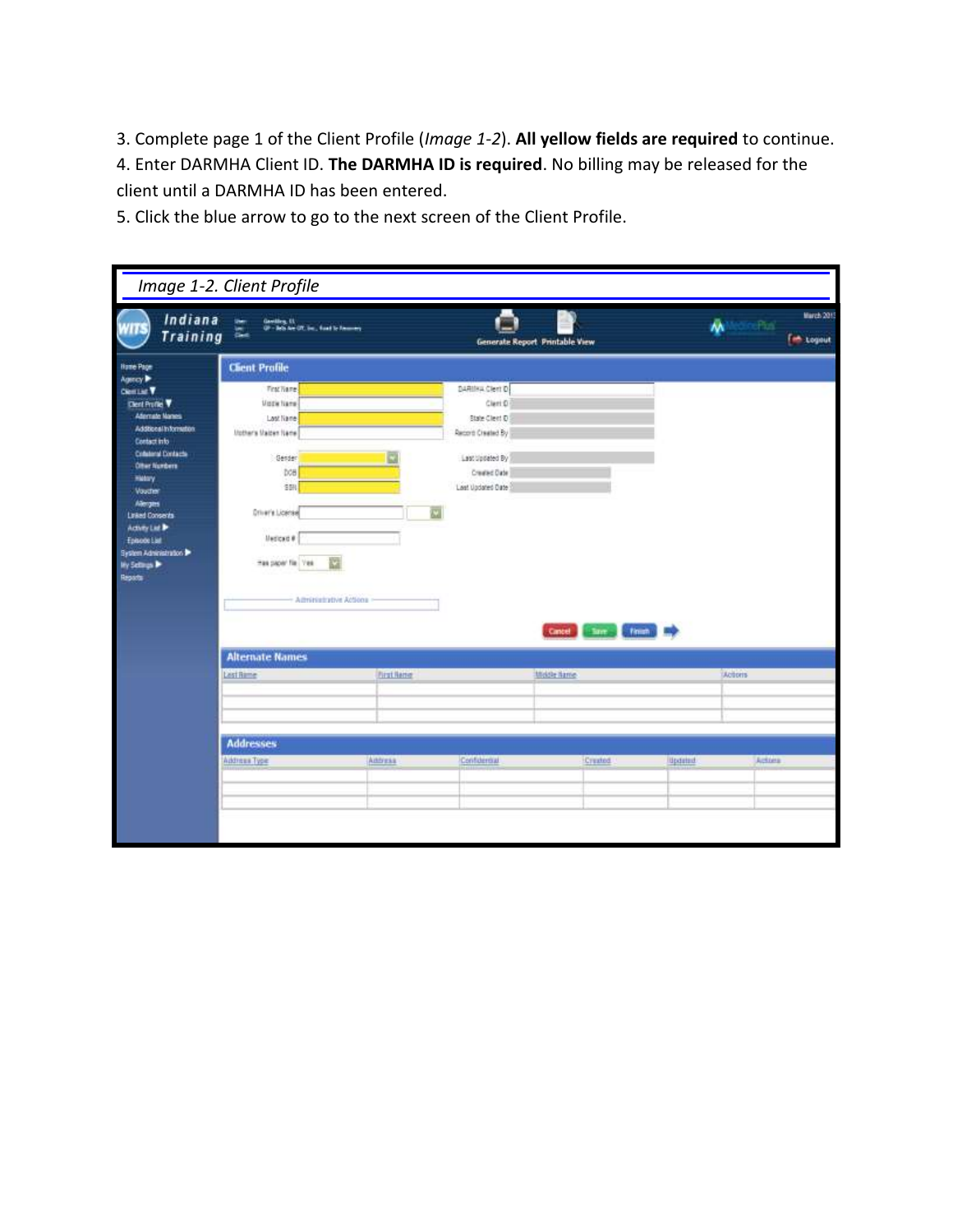3. Complete page 1 of the Client Profile (*Image 1-2*). **All yellow fields are required** to continue.
4. Enter DARMHA Client ID. **The DARMHA ID is required**. No billing may be released for the client until a DARMHA ID has been entered.
5. Click the blue arrow to go to the next screen of the Client Profile.

*Image 1-2. Client Profile*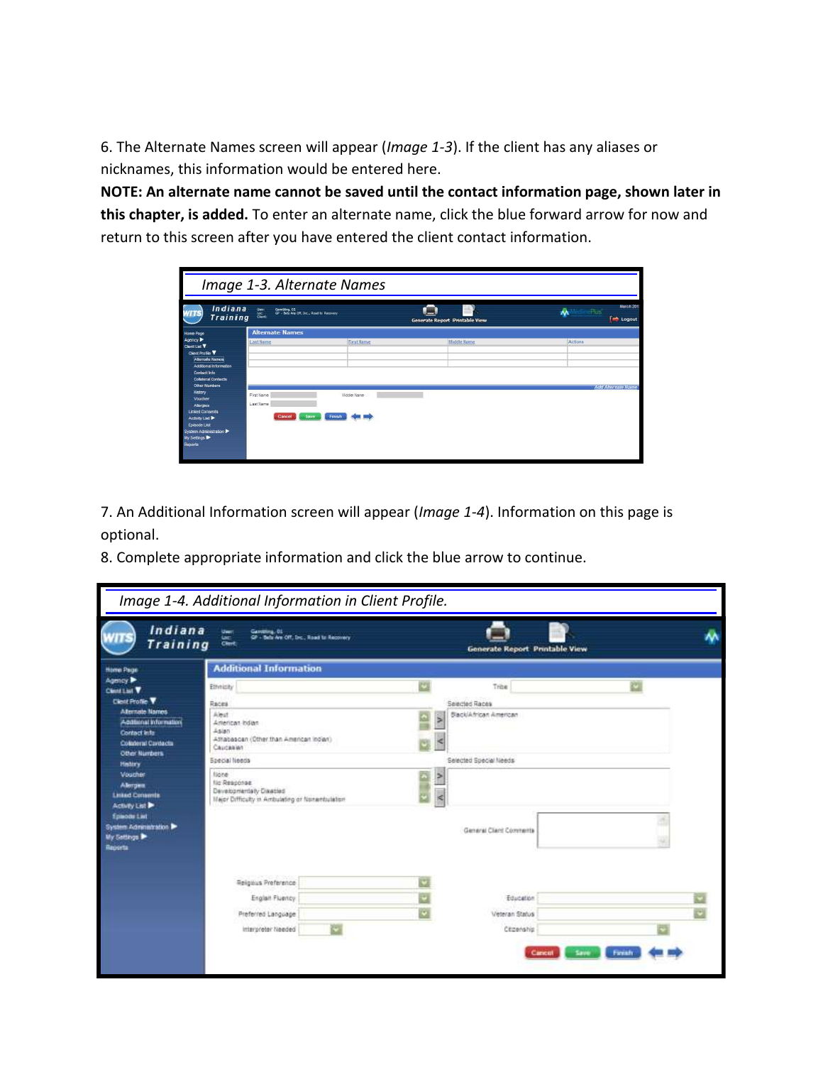6. The Alternate Names screen will appear (*Image 1-3*). If the client has any aliases or nicknames, this information would be entered here.

**NOTE: An alternate name cannot be saved until the contact information page, shown later in this chapter, is added.** To enter an alternate name, click the blue forward arrow for now and return to this screen after you have entered the client contact information.

*Image 1-3. Alternate Names*

7. An Additional Information screen will appear (*Image 1-4*). Information on this page is optional.

8. Complete appropriate information and click the blue arrow to continue.

*Image 1-4. Additional Information in Client Profile.*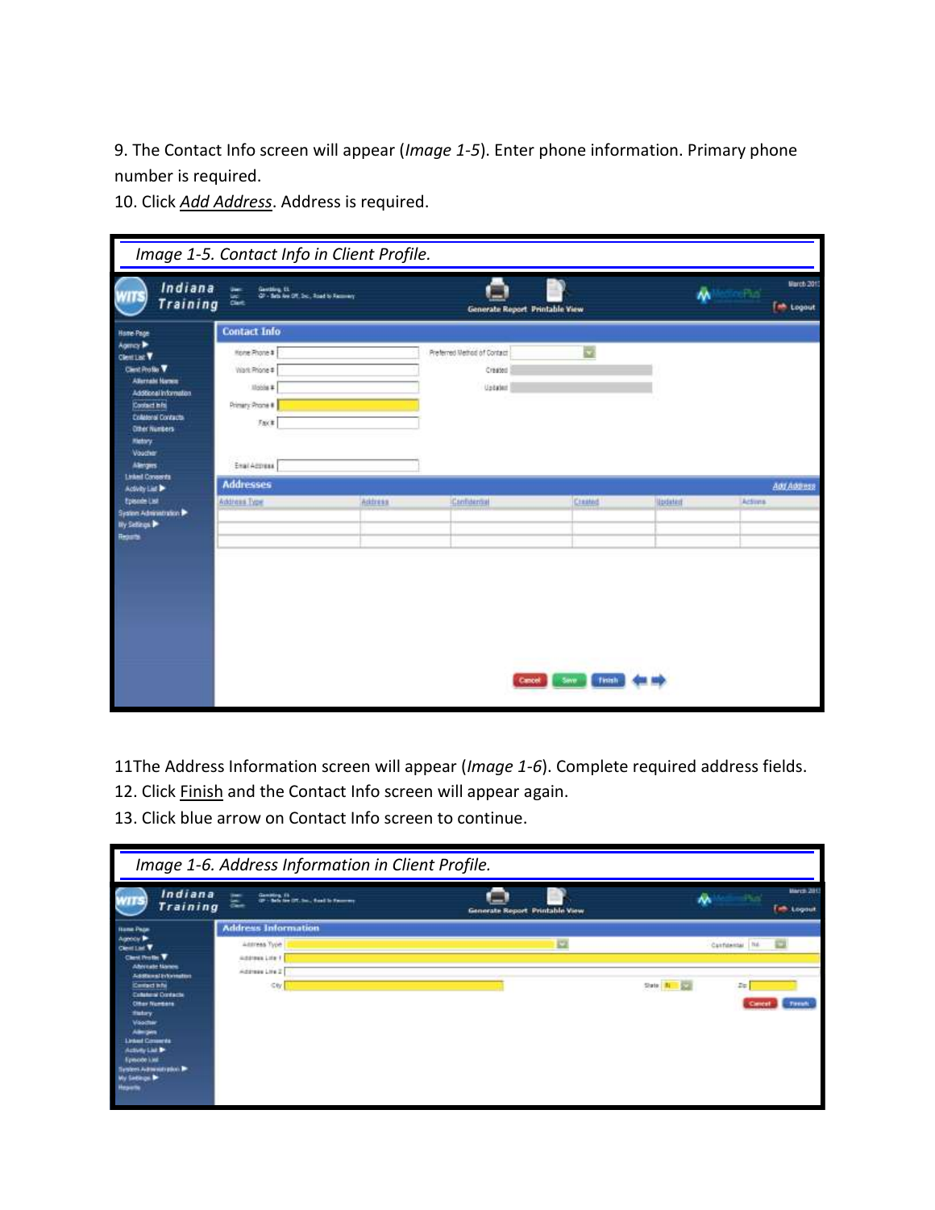9. The Contact Info screen will appear (*Image 1-5*). Enter phone information. Primary phone number is required.

10. Click *Add Address*. Address is required.

*Image 1-5. Contact Info in Client Profile.*

11The Address Information screen will appear (*Image 1-6*). Complete required address fields.

12. Click Finish and the Contact Info screen will appear again.

13. Click blue arrow on Contact Info screen to continue.

*Image 1-6. Address Information in Client Profile.*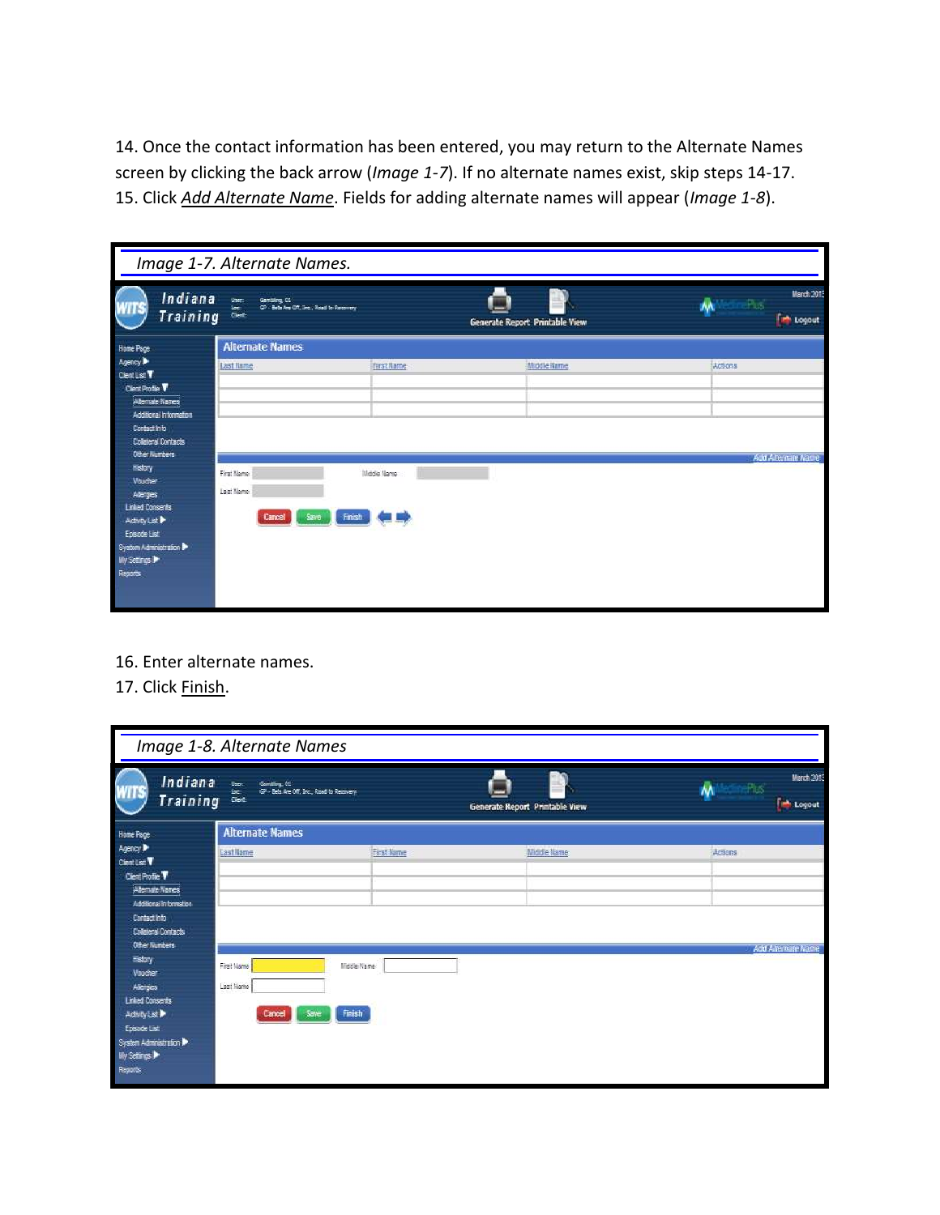14. Once the contact information has been entered, you may return to the Alternate Names screen by clicking the back arrow (*Image 1-7*). If no alternate names exist, skip steps 14-17.
15. Click *Add Alternate Name*. Fields for adding alternate names will appear (*Image 1-8*).

*Image 1-7. Alternate Names.*

16. Enter alternate names.
17. Click Finish.

*Image 1-8. Alternate Names*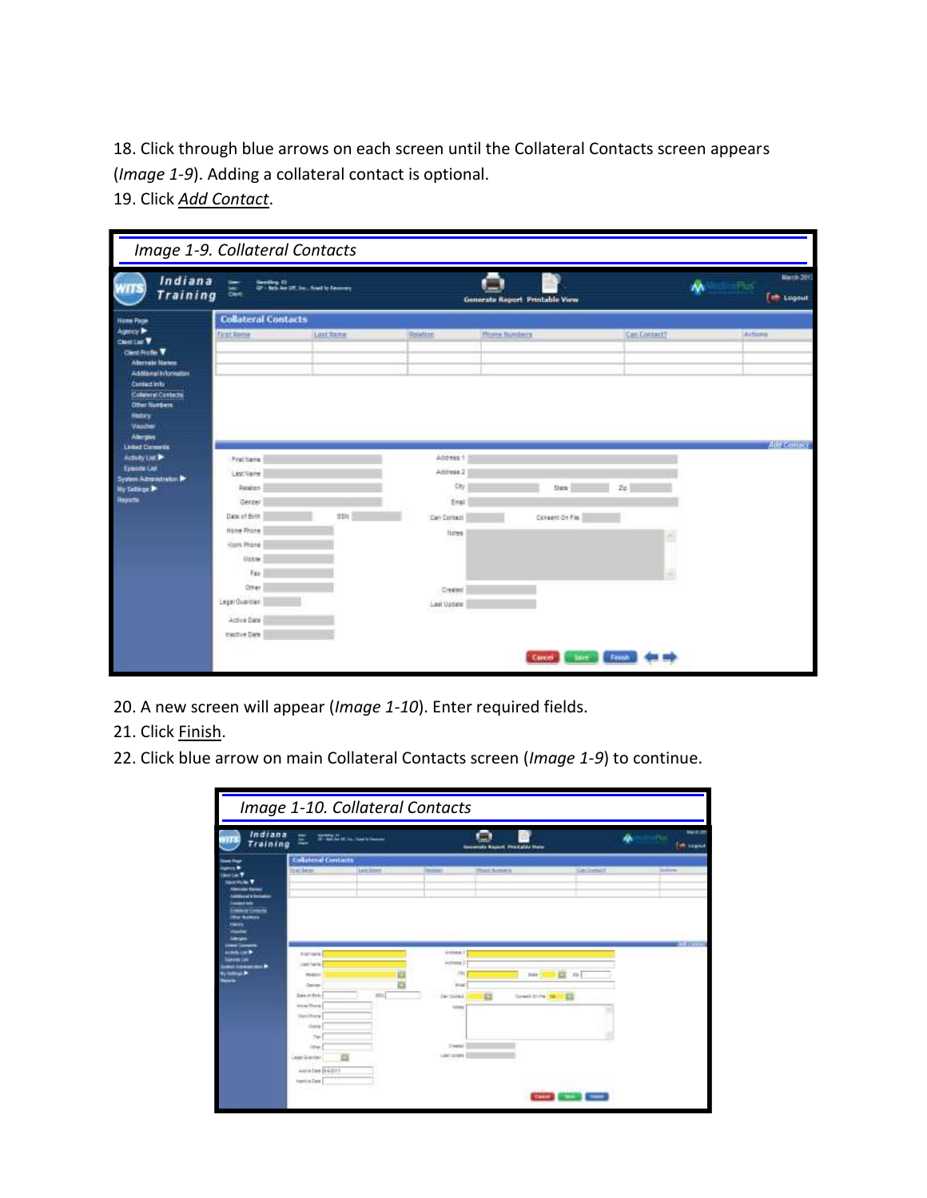18. Click through blue arrows on each screen until the Collateral Contacts screen appears (*Image 1-9*). Adding a collateral contact is optional.
19. Click *Add Contact*.

*Image 1-9. Collateral Contacts*

20. A new screen will appear (*Image 1-10*). Enter required fields.
21. Click Finish.
22. Click blue arrow on main Collateral Contacts screen (*Image 1-9*) to continue.

*Image 1-10. Collateral Contacts*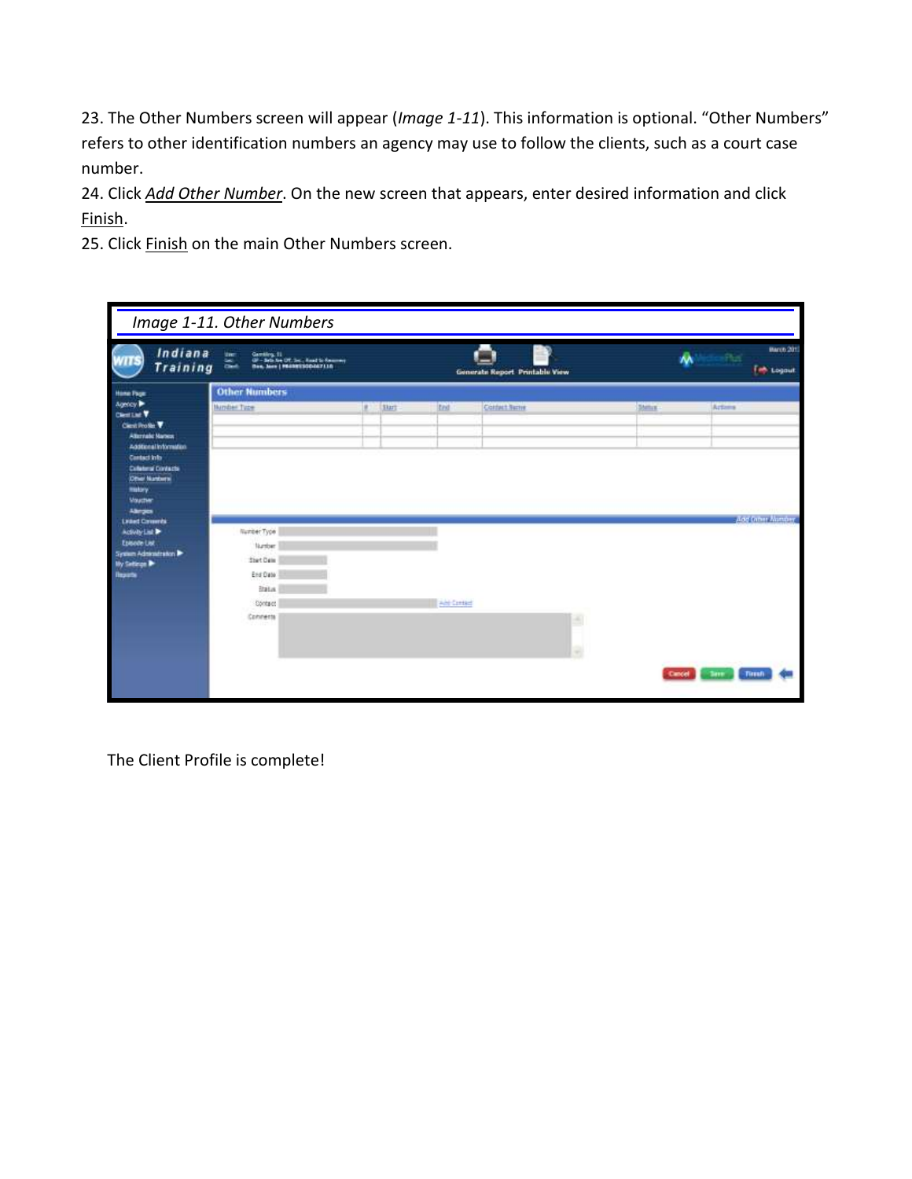23. The Other Numbers screen will appear (*Image 1-11*). This information is optional. “Other Numbers” refers to other identification numbers an agency may use to follow the clients, such as a court case number.

24. Click *Add Other Number*. On the new screen that appears, enter desired information and click Finish.

25. Click Finish on the main Other Numbers screen.

*Image 1-11. Other Numbers*

The Client Profile is complete!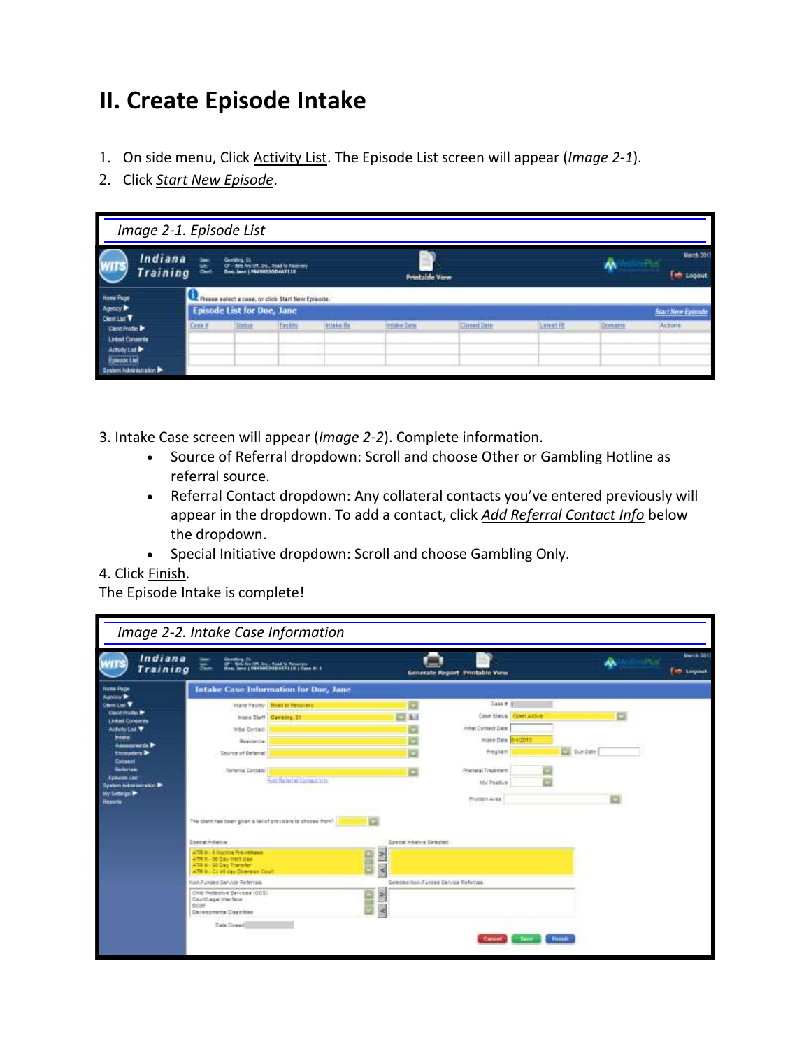# II. Create Episode Intake

1. On side menu, Click Activity List. The Episode List screen will appear (*Image 2-1*).
2. Click *Start New Episode*.

*Image 2-1. Episode List*

3. Intake Case screen will appear (*Image 2-2*). Complete information.
   - Source of Referral dropdown: Scroll and choose Other or Gambling Hotline as referral source.
   - Referral Contact dropdown: Any collateral contacts you've entered previously will appear in the dropdown. To add a contact, click *Add Referral Contact Info* below the dropdown.
   - Special Initiative dropdown: Scroll and choose Gambling Only.

4. Click Finish.

The Episode Intake is complete!

*Image 2-2. Intake Case Information*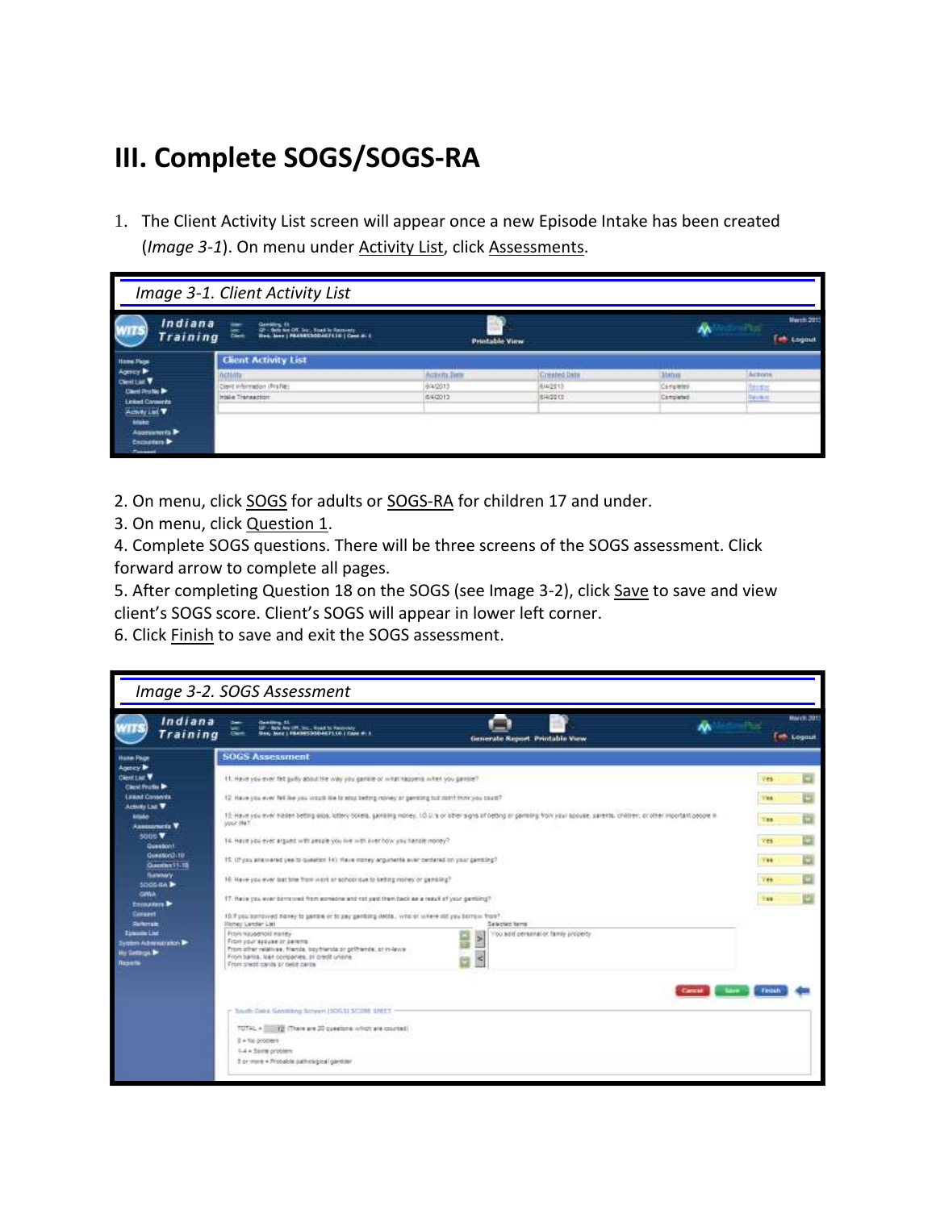# III. Complete SOGS/SOGS-RA

1. The Client Activity List screen will appear once a new Episode Intake has been created (*Image 3-1*). On menu under Activity List, click Assessments.

*Image 3-1. Client Activity List*

2. On menu, click SOGS for adults or SOGS-RA for children 17 and under.
3. On menu, click Question 1.
4. Complete SOGS questions. There will be three screens of the SOGS assessment. Click forward arrow to complete all pages.
5. After completing Question 18 on the SOGS (see Image 3-2), click Save to save and view client's SOGS score. Client's SOGS will appear in lower left corner.
6. Click Finish to save and exit the SOGS assessment.

*Image 3-2. SOGS Assessment*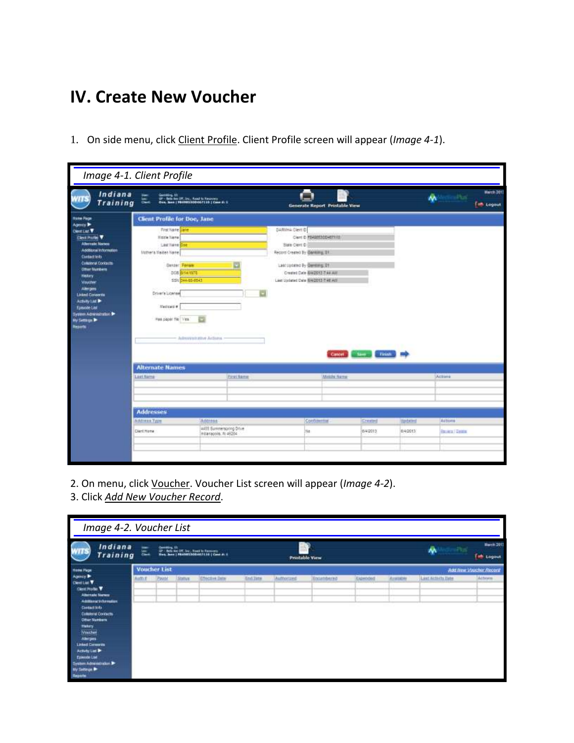# IV. Create New Voucher

1. On side menu, click Client Profile. Client Profile screen will appear (*Image 4-1*).

*Image 4-1. Client Profile*

2. On menu, click Voucher. Voucher List screen will appear (*Image 4-2*).
3. Click *Add New Voucher Record*.

*Image 4-2. Voucher List*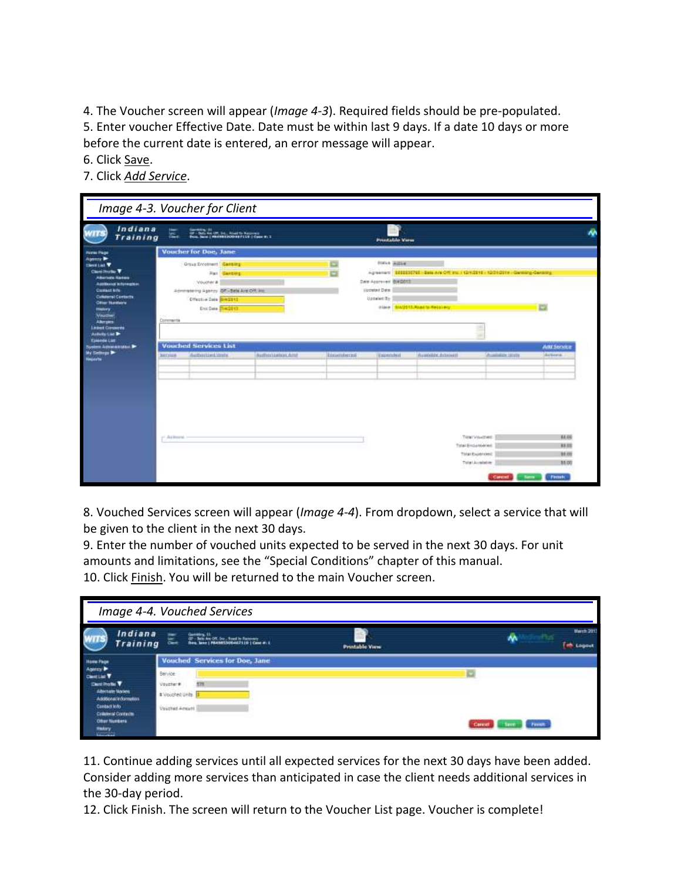4. The Voucher screen will appear (*Image 4-3*). Required fields should be pre-populated.
5. Enter voucher Effective Date. Date must be within last 9 days. If a date 10 days or more before the current date is entered, an error message will appear.
6. Click Save.
7. Click *Add Service*.

*Image 4-3. Voucher for Client*

8. Vouched Services screen will appear (*Image 4-4*). From dropdown, select a service that will be given to the client in the next 30 days.
9. Enter the number of vouched units expected to be served in the next 30 days. For unit amounts and limitations, see the "Special Conditions" chapter of this manual.
10. Click Finish. You will be returned to the main Voucher screen.

*Image 4-4. Vouched Services*

11. Continue adding services until all expected services for the next 30 days have been added. Consider adding more services than anticipated in case the client needs additional services in the 30-day period.
12. Click Finish. The screen will return to the Voucher List page. Voucher is complete!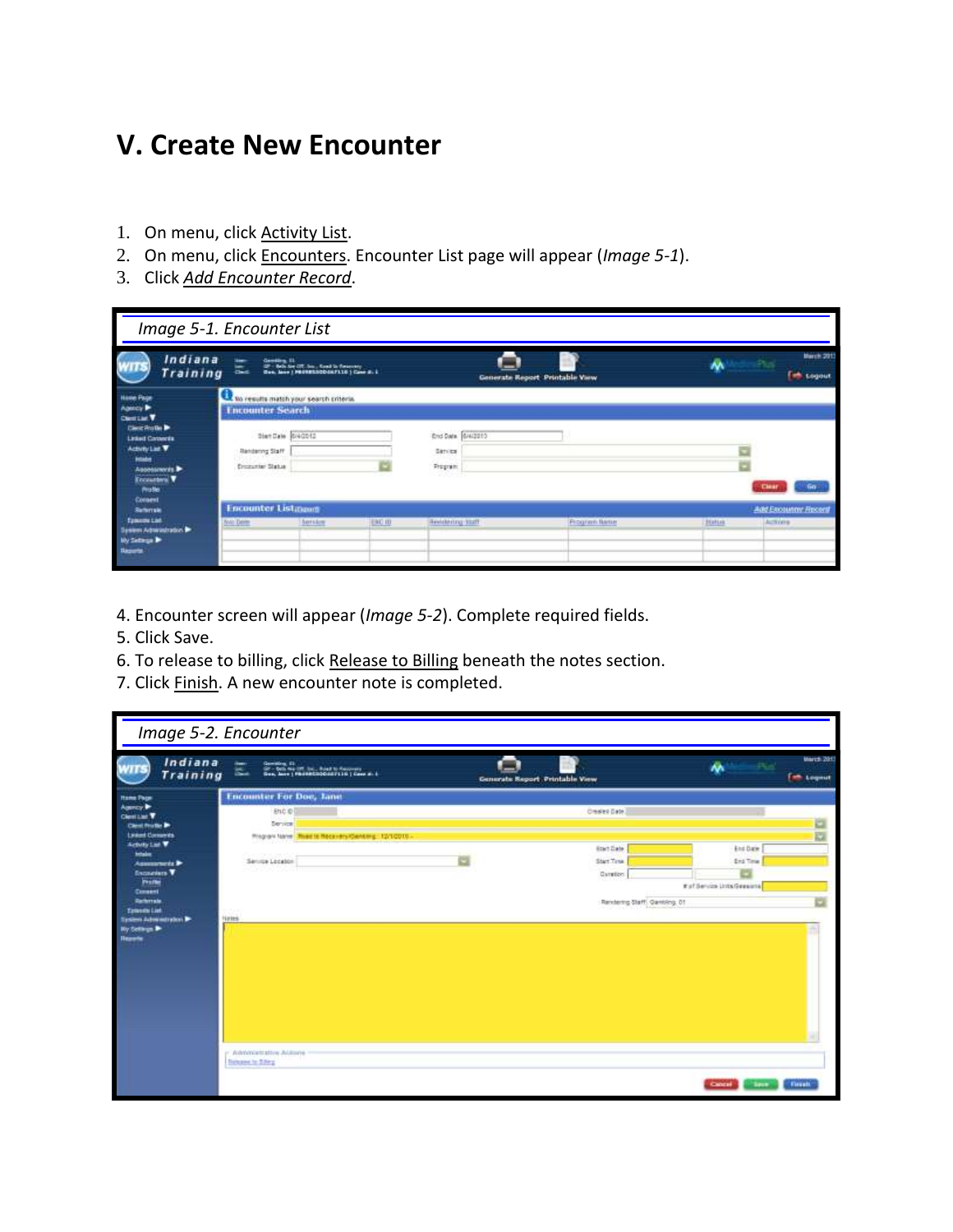# V. Create New Encounter

1. On menu, click Activity List.
2. On menu, click Encounters. Encounter List page will appear (*Image 5-1*).
3. Click *Add Encounter Record*.

*Image 5-1. Encounter List*

4. Encounter screen will appear (*Image 5-2*). Complete required fields.
5. Click Save.
6. To release to billing, click Release to Billing beneath the notes section.
7. Click Finish. A new encounter note is completed.

*Image 5-2. Encounter*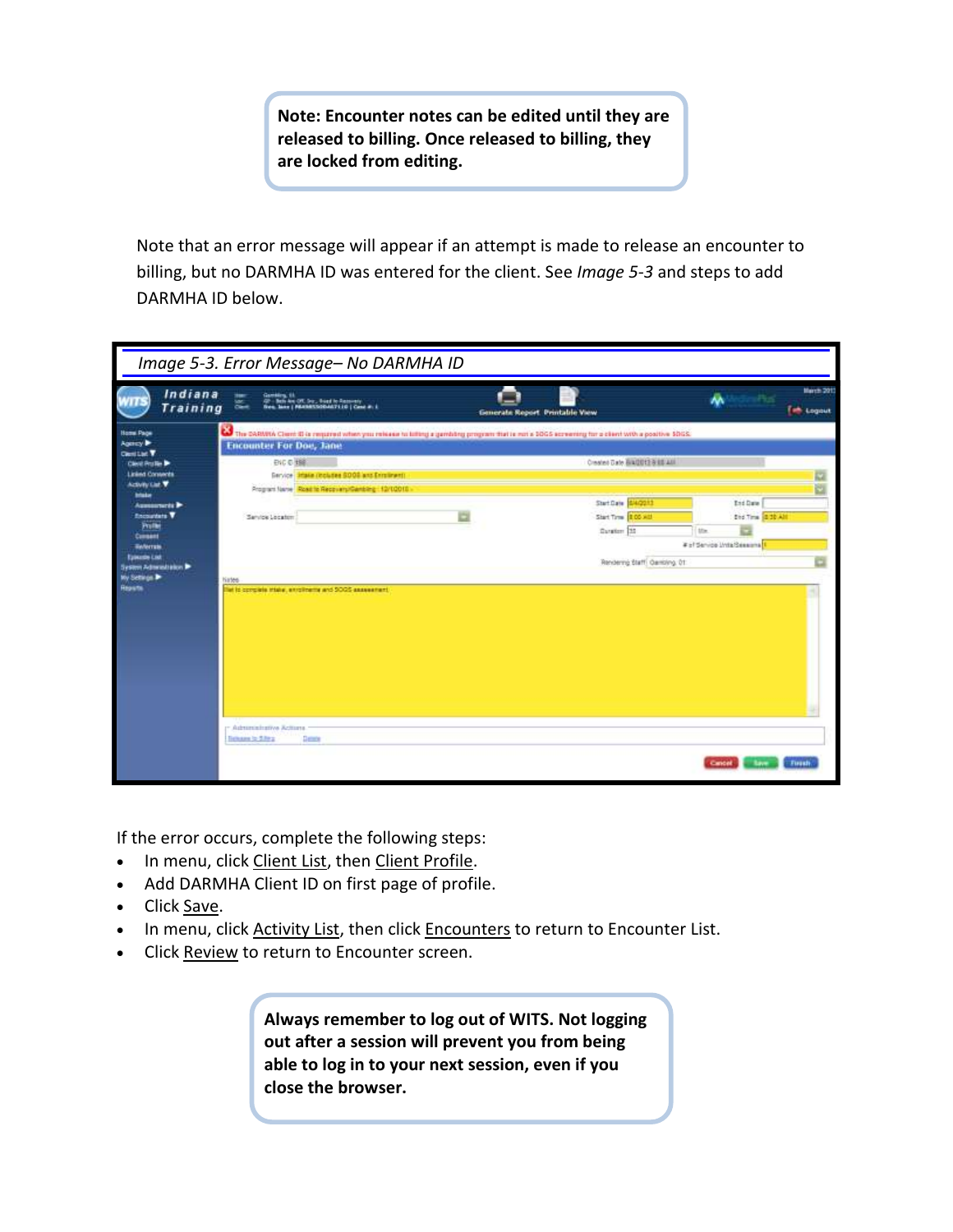**Note: Encounter notes can be edited until they are released to billing. Once released to billing, they are locked from editing.**

Note that an error message will appear if an attempt is made to release an encounter to billing, but no DARMHA ID was entered for the client. See *Image 5-3* and steps to add DARMHA ID below.

*Image 5-3. Error Message– No DARMHA ID*

If the error occurs, complete the following steps:

- In menu, click Client List, then Client Profile.
- Add DARMHA Client ID on first page of profile.
- Click Save.
- In menu, click Activity List, then click Encounters to return to Encounter List.
- Click Review to return to Encounter screen.

**Always remember to log out of WITS. Not logging out after a session will prevent you from being able to log in to your next session, even if you close the browser.**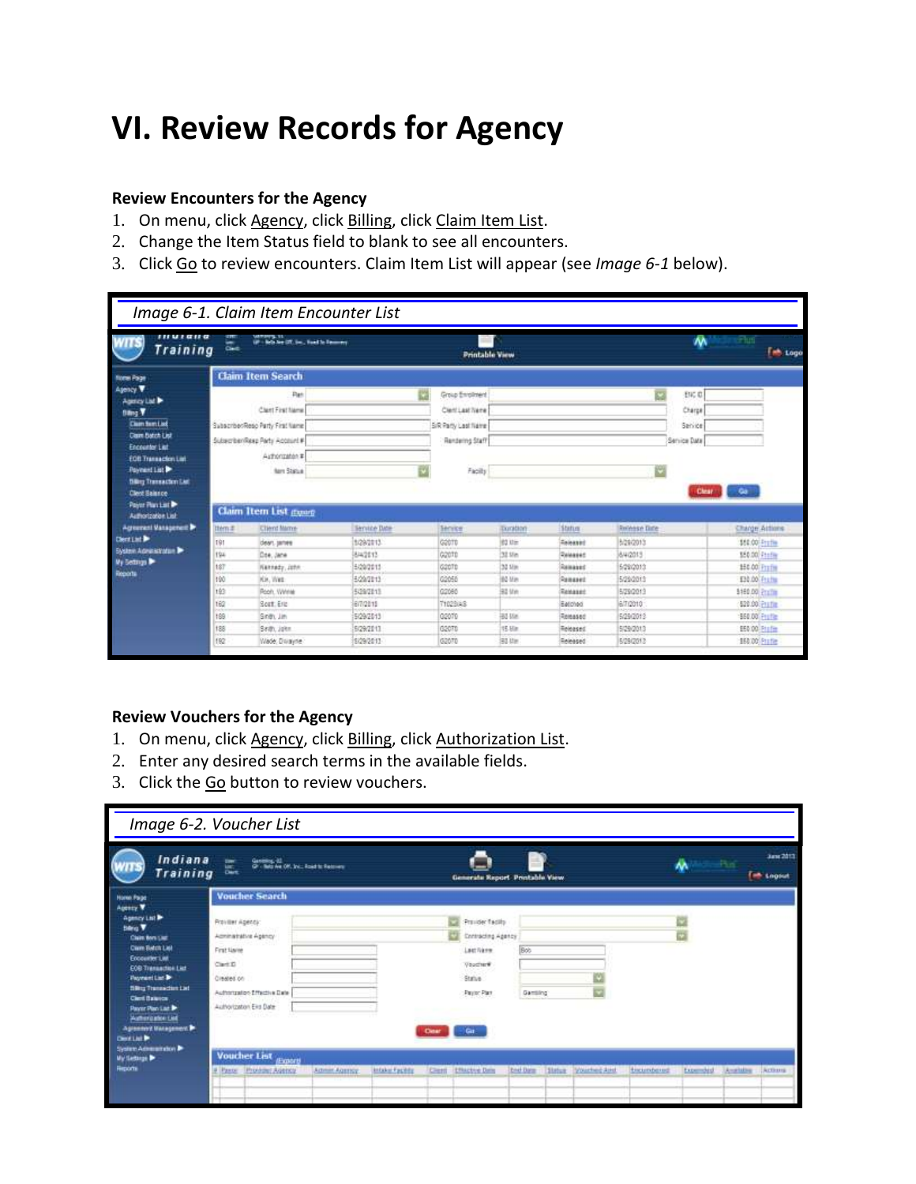# VI. Review Records for Agency

**Review Encounters for the Agency**

1. On menu, click Agency, click Billing, click Claim Item List.
2. Change the Item Status field to blank to see all encounters.
3. Click Go to review encounters. Claim Item List will appear (see *Image 6-1* below).

*Image 6-1. Claim Item Encounter List*

**Review Vouchers for the Agency**

1. On menu, click Agency, click Billing, click Authorization List.
2. Enter any desired search terms in the available fields.
3. Click the Go button to review vouchers.

*Image 6-2. Voucher List*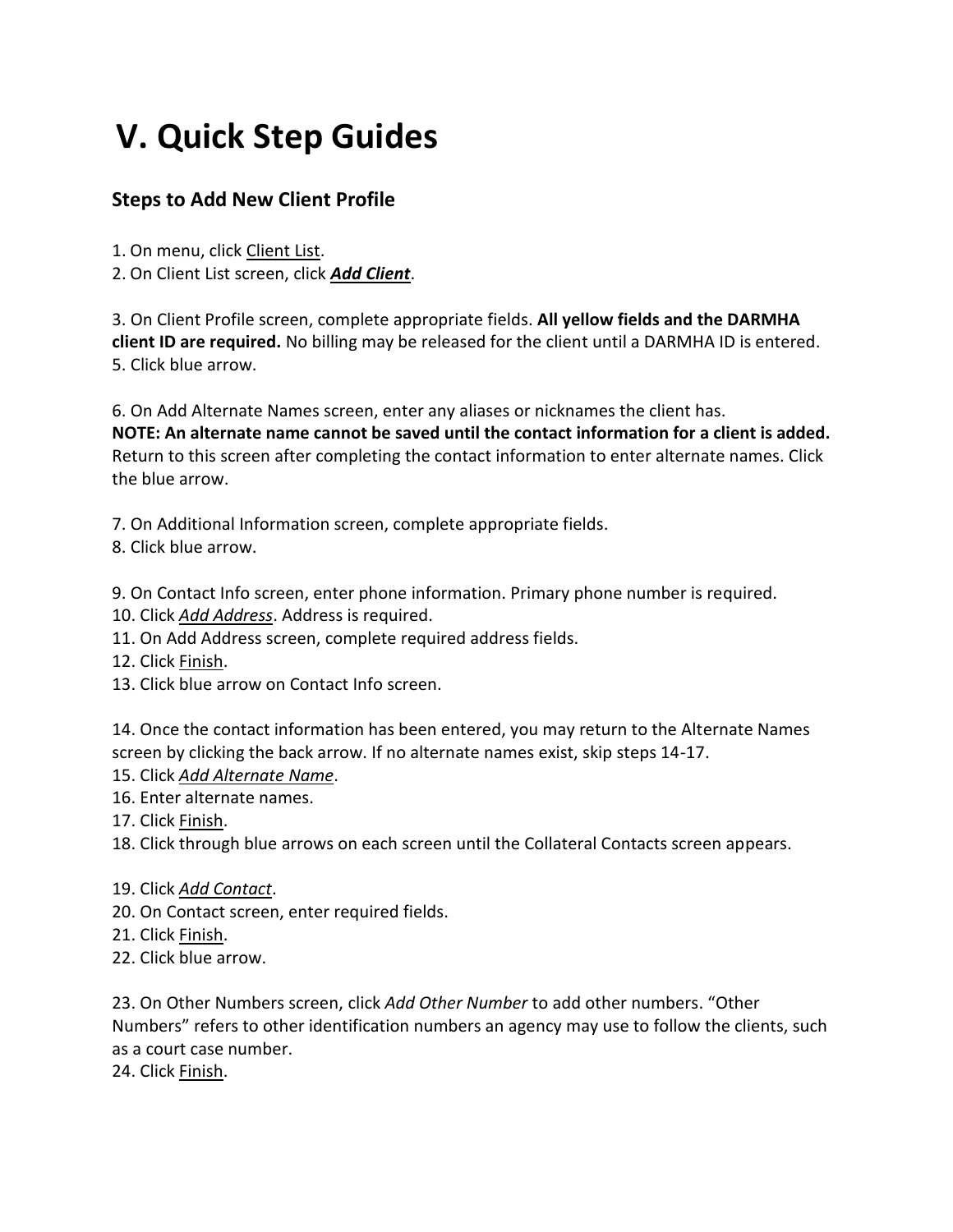# V. Quick Step Guides

## Steps to Add New Client Profile

1. On menu, click Client List.
2. On Client List screen, click ***Add Client***.

3. On Client Profile screen, complete appropriate fields. **All yellow fields and the DARMHA client ID are required.** No billing may be released for the client until a DARMHA ID is entered.
5. Click blue arrow.

6. On Add Alternate Names screen, enter any aliases or nicknames the client has.
**NOTE: An alternate name cannot be saved until the contact information for a client is added.** Return to this screen after completing the contact information to enter alternate names. Click the blue arrow.

7. On Additional Information screen, complete appropriate fields.
8. Click blue arrow.

9. On Contact Info screen, enter phone information. Primary phone number is required.
10. Click *Add Address*. Address is required.
11. On Add Address screen, complete required address fields.
12. Click Finish.
13. Click blue arrow on Contact Info screen.

14. Once the contact information has been entered, you may return to the Alternate Names screen by clicking the back arrow. If no alternate names exist, skip steps 14-17.
15. Click *Add Alternate Name*.
16. Enter alternate names.
17. Click Finish.
18. Click through blue arrows on each screen until the Collateral Contacts screen appears.

19. Click *Add Contact*.
20. On Contact screen, enter required fields.
21. Click Finish.
22. Click blue arrow.

23. On Other Numbers screen, click *Add Other Number* to add other numbers. "Other Numbers" refers to other identification numbers an agency may use to follow the clients, such as a court case number.
24. Click Finish.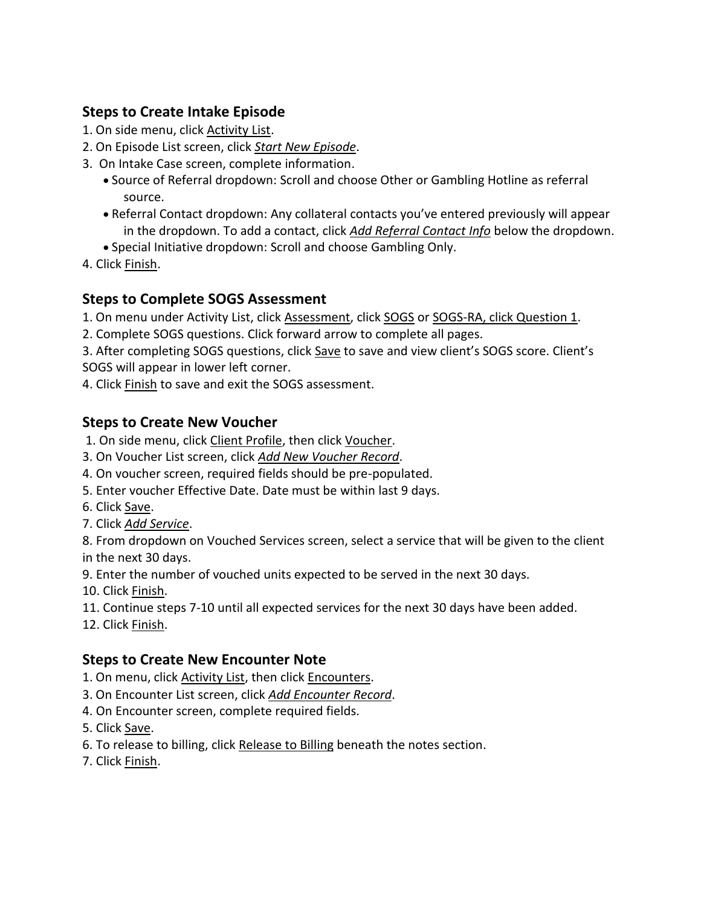### Steps to Create Intake Episode

1. On side menu, click Activity List.
2. On Episode List screen, click *Start New Episode*.
3. On Intake Case screen, complete information.
   - Source of Referral dropdown: Scroll and choose Other or Gambling Hotline as referral source.
   - Referral Contact dropdown: Any collateral contacts you've entered previously will appear in the dropdown. To add a contact, click *Add Referral Contact Info* below the dropdown.
   - Special Initiative dropdown: Scroll and choose Gambling Only.
4. Click Finish.

### Steps to Complete SOGS Assessment

1. On menu under Activity List, click Assessment, click SOGS or SOGS-RA, click Question 1.
2. Complete SOGS questions. Click forward arrow to complete all pages.
3. After completing SOGS questions, click Save to save and view client's SOGS score. Client's SOGS will appear in lower left corner.
4. Click Finish to save and exit the SOGS assessment.

### Steps to Create New Voucher

1. On side menu, click Client Profile, then click Voucher.
3. On Voucher List screen, click *Add New Voucher Record*.
4. On voucher screen, required fields should be pre-populated.
5. Enter voucher Effective Date. Date must be within last 9 days.
6. Click Save.
7. Click *Add Service*.
8. From dropdown on Vouched Services screen, select a service that will be given to the client in the next 30 days.
9. Enter the number of vouched units expected to be served in the next 30 days.
10. Click Finish.
11. Continue steps 7-10 until all expected services for the next 30 days have been added.
12. Click Finish.

### Steps to Create New Encounter Note

1. On menu, click Activity List, then click Encounters.
3. On Encounter List screen, click *Add Encounter Record*.
4. On Encounter screen, complete required fields.
5. Click Save.
6. To release to billing, click Release to Billing beneath the notes section.
7. Click Finish.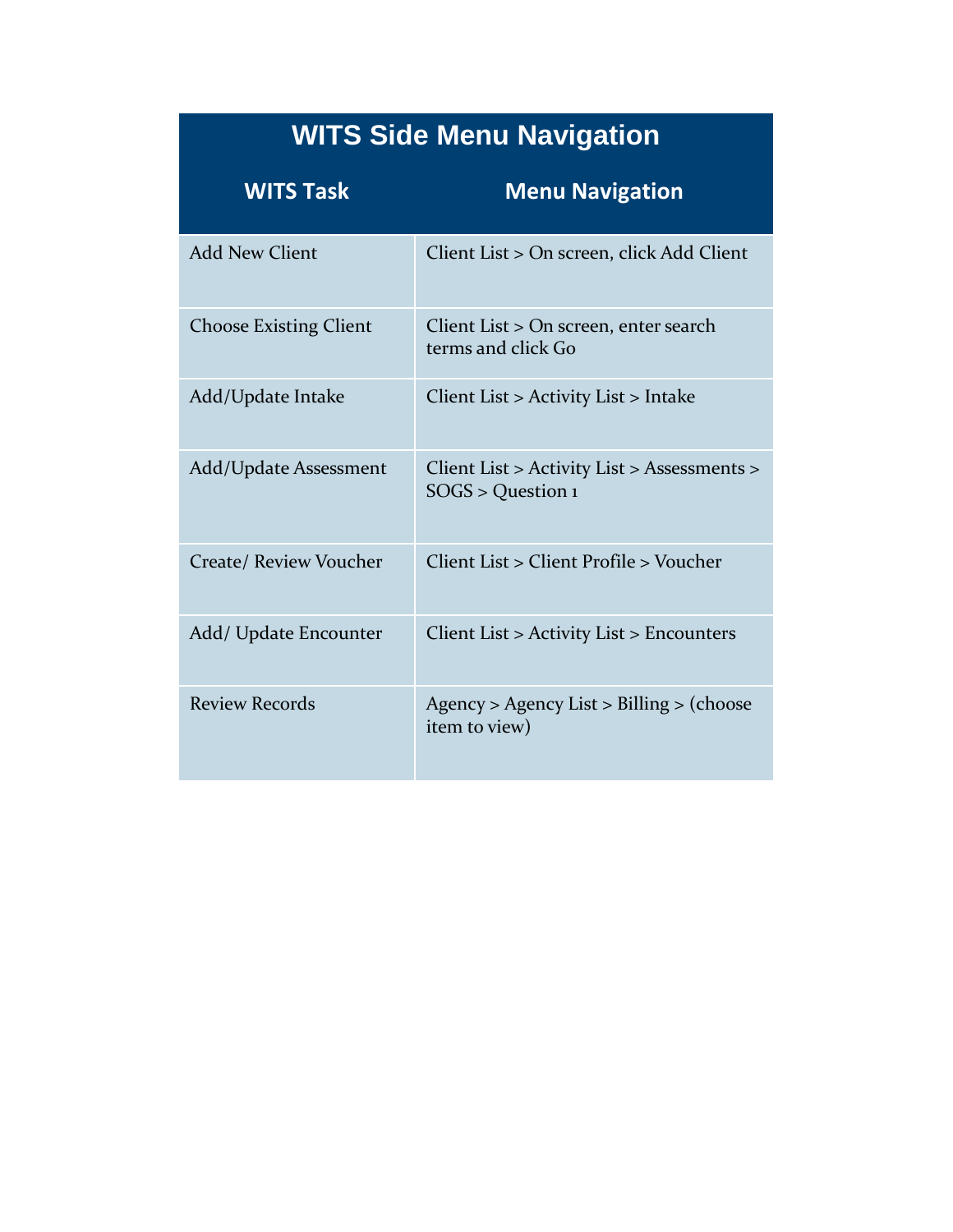## WITS Side Menu Navigation

| WITS Task | Menu Navigation |
|---|---|
| Add New Client | Client List > On screen, click Add Client |
| Choose Existing Client | Client List > On screen, enter search terms and click Go |
| Add/Update Intake | Client List > Activity List > Intake |
| Add/Update Assessment | Client List > Activity List > Assessments > SOGS > Question 1 |
| Create/ Review Voucher | Client List > Client Profile > Voucher |
| Add/ Update Encounter | Client List > Activity List > Encounters |
| Review Records | Agency > Agency List > Billing > (choose item to view) |